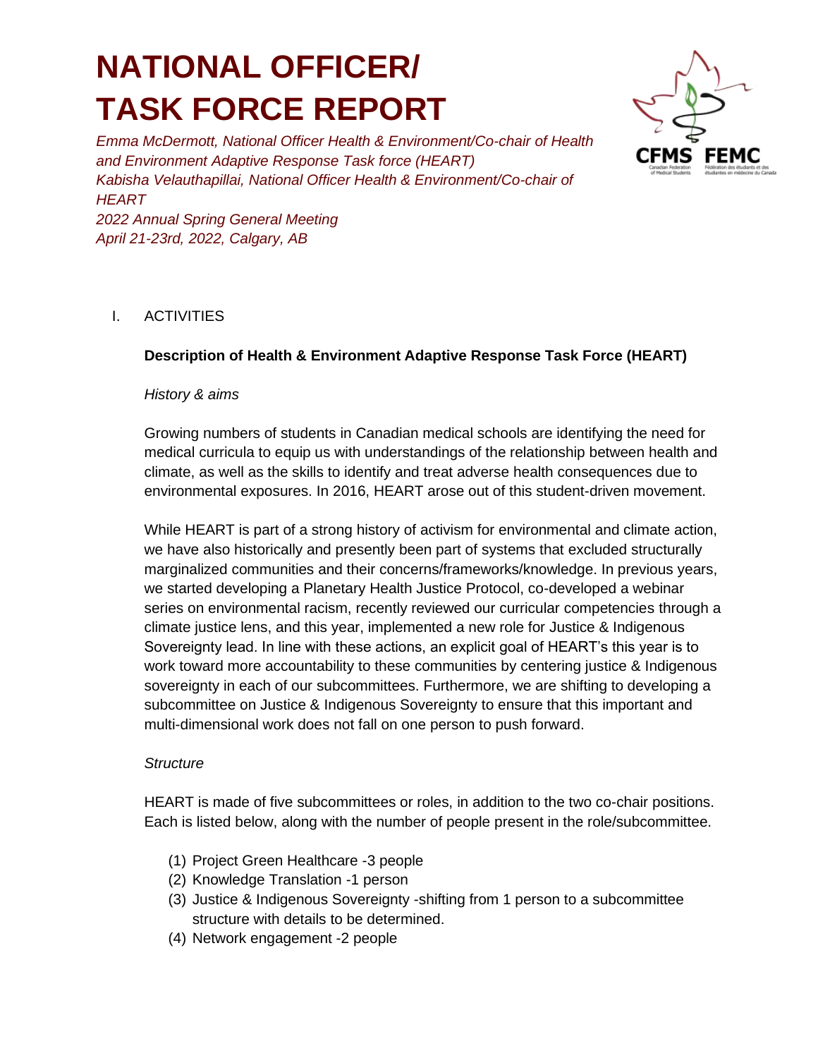# NATIONAL OFFICER/ TASK FORCE REPORT

*Emma McDermott, National Officer Health & Environment/Co-chair of Health and Environment Adaptive Response Task force (HEART)*
*Kabisha Velauthapillai, National Officer Health & Environment/Co-chair of HEART*
*2022 Annual Spring General Meeting*
*April 21-23rd, 2022, Calgary, AB*

## I. ACTIVITIES

### Description of Health & Environment Adaptive Response Task Force (HEART)

*History & aims*

Growing numbers of students in Canadian medical schools are identifying the need for medical curricula to equip us with understandings of the relationship between health and climate, as well as the skills to identify and treat adverse health consequences due to environmental exposures. In 2016, HEART arose out of this student-driven movement.

While HEART is part of a strong history of activism for environmental and climate action, we have also historically and presently been part of systems that excluded structurally marginalized communities and their concerns/frameworks/knowledge. In previous years, we started developing a Planetary Health Justice Protocol, co-developed a webinar series on environmental racism, recently reviewed our curricular competencies through a climate justice lens, and this year, implemented a new role for Justice & Indigenous Sovereignty lead. In line with these actions, an explicit goal of HEART's this year is to work toward more accountability to these communities by centering justice & Indigenous sovereignty in each of our subcommittees. Furthermore, we are shifting to developing a subcommittee on Justice & Indigenous Sovereignty to ensure that this important and multi-dimensional work does not fall on one person to push forward.

*Structure*

HEART is made of five subcommittees or roles, in addition to the two co-chair positions. Each is listed below, along with the number of people present in the role/subcommittee.

1. Project Green Healthcare -3 people
2. Knowledge Translation -1 person
3. Justice & Indigenous Sovereignty -shifting from 1 person to a subcommittee structure with details to be determined.
4. Network engagement -2 people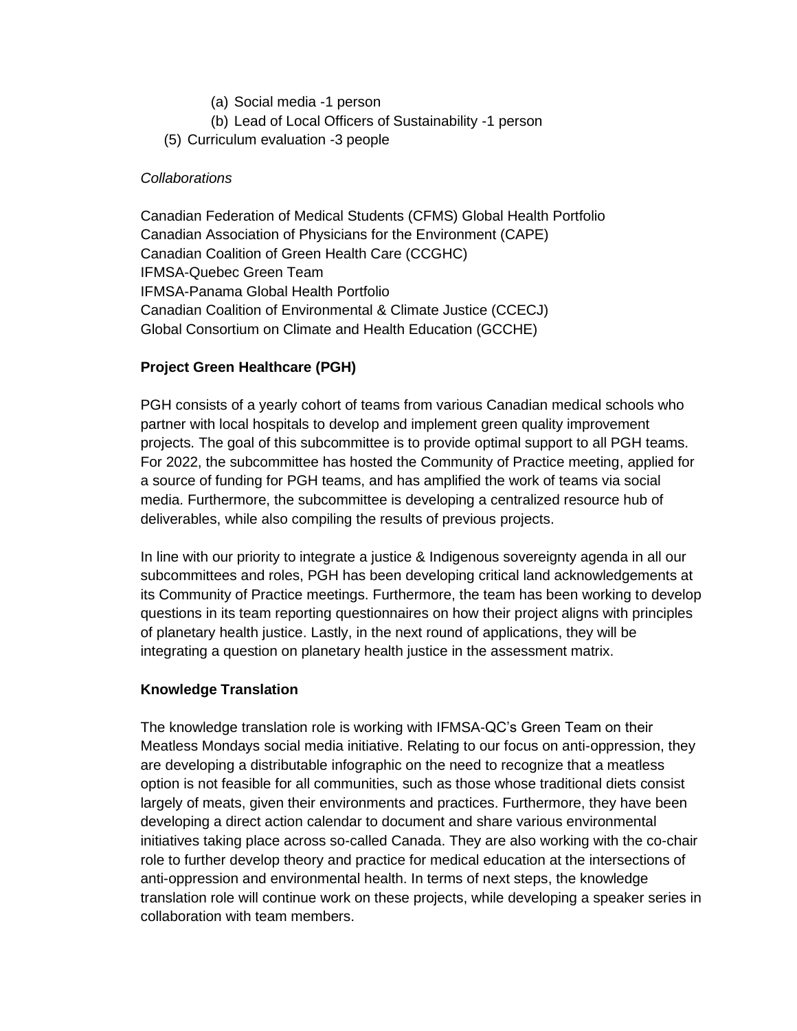(a) Social media -1 person
    (b) Lead of Local Officers of Sustainability -1 person

(5) Curriculum evaluation -3 people

*Collaborations*

Canadian Federation of Medical Students (CFMS) Global Health Portfolio
Canadian Association of Physicians for the Environment (CAPE)
Canadian Coalition of Green Health Care (CCGHC)
IFMSA-Quebec Green Team
IFMSA-Panama Global Health Portfolio
Canadian Coalition of Environmental & Climate Justice (CCECJ)
Global Consortium on Climate and Health Education (GCCHE)

**Project Green Healthcare (PGH)**

PGH consists of a yearly cohort of teams from various Canadian medical schools who partner with local hospitals to develop and implement green quality improvement projects. The goal of this subcommittee is to provide optimal support to all PGH teams. For 2022, the subcommittee has hosted the Community of Practice meeting, applied for a source of funding for PGH teams, and has amplified the work of teams via social media. Furthermore, the subcommittee is developing a centralized resource hub of deliverables, while also compiling the results of previous projects.

In line with our priority to integrate a justice & Indigenous sovereignty agenda in all our subcommittees and roles, PGH has been developing critical land acknowledgements at its Community of Practice meetings. Furthermore, the team has been working to develop questions in its team reporting questionnaires on how their project aligns with principles of planetary health justice. Lastly, in the next round of applications, they will be integrating a question on planetary health justice in the assessment matrix.

**Knowledge Translation**

The knowledge translation role is working with IFMSA-QC's Green Team on their Meatless Mondays social media initiative. Relating to our focus on anti-oppression, they are developing a distributable infographic on the need to recognize that a meatless option is not feasible for all communities, such as those whose traditional diets consist largely of meats, given their environments and practices. Furthermore, they have been developing a direct action calendar to document and share various environmental initiatives taking place across so-called Canada. They are also working with the co-chair role to further develop theory and practice for medical education at the intersections of anti-oppression and environmental health. In terms of next steps, the knowledge translation role will continue work on these projects, while developing a speaker series in collaboration with team members.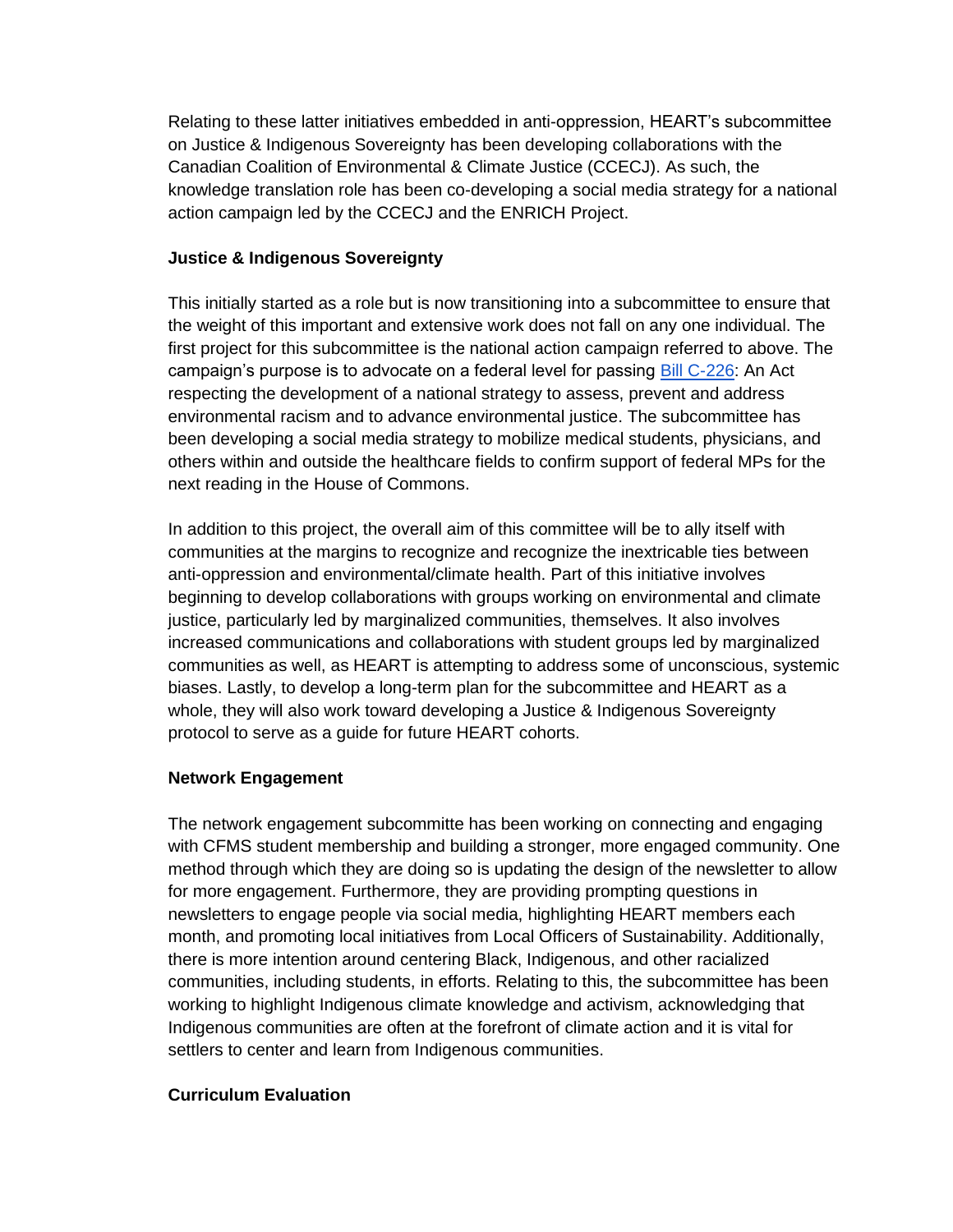Relating to these latter initiatives embedded in anti-oppression, HEART's subcommittee on Justice & Indigenous Sovereignty has been developing collaborations with the Canadian Coalition of Environmental & Climate Justice (CCECJ). As such, the knowledge translation role has been co-developing a social media strategy for a national action campaign led by the CCECJ and the ENRICH Project.

**Justice & Indigenous Sovereignty**

This initially started as a role but is now transitioning into a subcommittee to ensure that the weight of this important and extensive work does not fall on any one individual. The first project for this subcommittee is the national action campaign referred to above. The campaign's purpose is to advocate on a federal level for passing Bill C-226: An Act respecting the development of a national strategy to assess, prevent and address environmental racism and to advance environmental justice. The subcommittee has been developing a social media strategy to mobilize medical students, physicians, and others within and outside the healthcare fields to confirm support of federal MPs for the next reading in the House of Commons.

In addition to this project, the overall aim of this committee will be to ally itself with communities at the margins to recognize and recognize the inextricable ties between anti-oppression and environmental/climate health. Part of this initiative involves beginning to develop collaborations with groups working on environmental and climate justice, particularly led by marginalized communities, themselves. It also involves increased communications and collaborations with student groups led by marginalized communities as well, as HEART is attempting to address some of unconscious, systemic biases. Lastly, to develop a long-term plan for the subcommittee and HEART as a whole, they will also work toward developing a Justice & Indigenous Sovereignty protocol to serve as a guide for future HEART cohorts.

**Network Engagement**

The network engagement subcommitte has been working on connecting and engaging with CFMS student membership and building a stronger, more engaged community. One method through which they are doing so is updating the design of the newsletter to allow for more engagement. Furthermore, they are providing prompting questions in newsletters to engage people via social media, highlighting HEART members each month, and promoting local initiatives from Local Officers of Sustainability. Additionally, there is more intention around centering Black, Indigenous, and other racialized communities, including students, in efforts. Relating to this, the subcommittee has been working to highlight Indigenous climate knowledge and activism, acknowledging that Indigenous communities are often at the forefront of climate action and it is vital for settlers to center and learn from Indigenous communities.

**Curriculum Evaluation**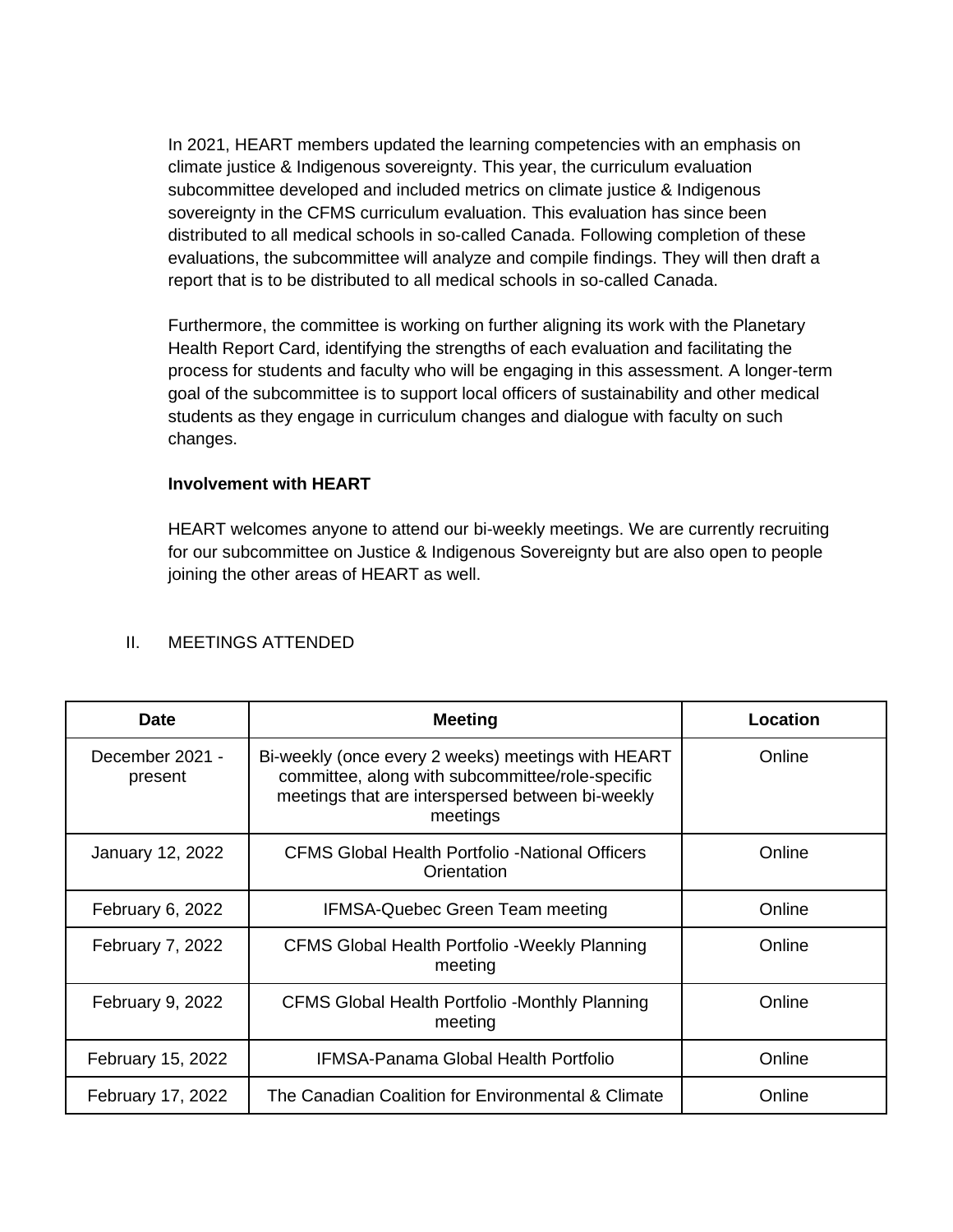In 2021, HEART members updated the learning competencies with an emphasis on climate justice & Indigenous sovereignty. This year, the curriculum evaluation subcommittee developed and included metrics on climate justice & Indigenous sovereignty in the CFMS curriculum evaluation. This evaluation has since been distributed to all medical schools in so-called Canada. Following completion of these evaluations, the subcommittee will analyze and compile findings. They will then draft a report that is to be distributed to all medical schools in so-called Canada.

Furthermore, the committee is working on further aligning its work with the Planetary Health Report Card, identifying the strengths of each evaluation and facilitating the process for students and faculty who will be engaging in this assessment. A longer-term goal of the subcommittee is to support local officers of sustainability and other medical students as they engage in curriculum changes and dialogue with faculty on such changes.

**Involvement with HEART**

HEART welcomes anyone to attend our bi-weekly meetings. We are currently recruiting for our subcommittee on Justice & Indigenous Sovereignty but are also open to people joining the other areas of HEART as well.

## II. MEETINGS ATTENDED

| Date | Meeting | Location |
|---|---|---|
| December 2021 - present | Bi-weekly (once every 2 weeks) meetings with HEART committee, along with subcommittee/role-specific meetings that are interspersed between bi-weekly meetings | Online |
| January 12, 2022 | CFMS Global Health Portfolio -National Officers Orientation | Online |
| February 6, 2022 | IFMSA-Quebec Green Team meeting | Online |
| February 7, 2022 | CFMS Global Health Portfolio -Weekly Planning meeting | Online |
| February 9, 2022 | CFMS Global Health Portfolio -Monthly Planning meeting | Online |
| February 15, 2022 | IFMSA-Panama Global Health Portfolio | Online |
| February 17, 2022 | The Canadian Coalition for Environmental & Climate | Online |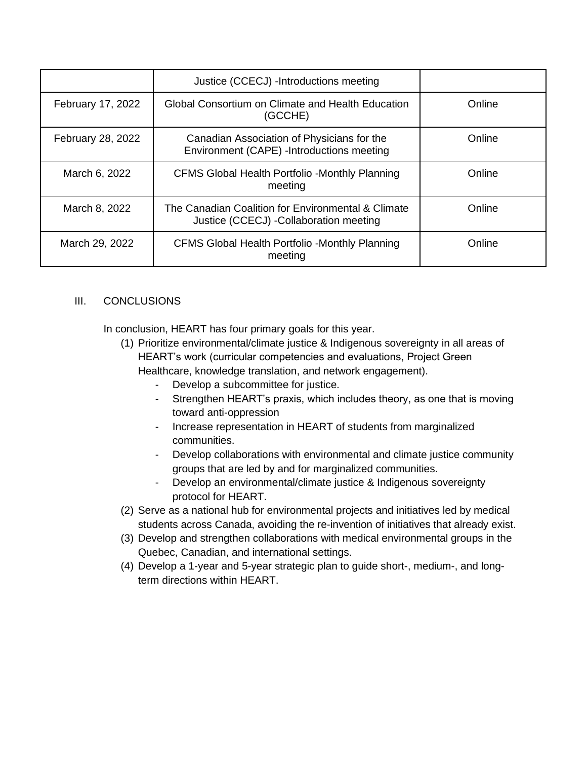| | | |
|---|---|---|
| | Justice (CCECJ) -Introductions meeting | |
| February 17, 2022 | Global Consortium on Climate and Health Education (GCCHE) | Online |
| February 28, 2022 | Canadian Association of Physicians for the Environment (CAPE) -Introductions meeting | Online |
| March 6, 2022 | CFMS Global Health Portfolio -Monthly Planning meeting | Online |
| March 8, 2022 | The Canadian Coalition for Environmental & Climate Justice (CCECJ) -Collaboration meeting | Online |
| March 29, 2022 | CFMS Global Health Portfolio -Monthly Planning meeting | Online |

## III. CONCLUSIONS

In conclusion, HEART has four primary goals for this year.

(1) Prioritize environmental/climate justice & Indigenous sovereignty in all areas of HEART's work (curricular competencies and evaluations, Project Green Healthcare, knowledge translation, and network engagement).
   - Develop a subcommittee for justice.
   - Strengthen HEART's praxis, which includes theory, as one that is moving toward anti-oppression
   - Increase representation in HEART of students from marginalized communities.
   - Develop collaborations with environmental and climate justice community groups that are led by and for marginalized communities.
   - Develop an environmental/climate justice & Indigenous sovereignty protocol for HEART.

(2) Serve as a national hub for environmental projects and initiatives led by medical students across Canada, avoiding the re-invention of initiatives that already exist.

(3) Develop and strengthen collaborations with medical environmental groups in the Quebec, Canadian, and international settings.

(4) Develop a 1-year and 5-year strategic plan to guide short-, medium-, and long-term directions within HEART.